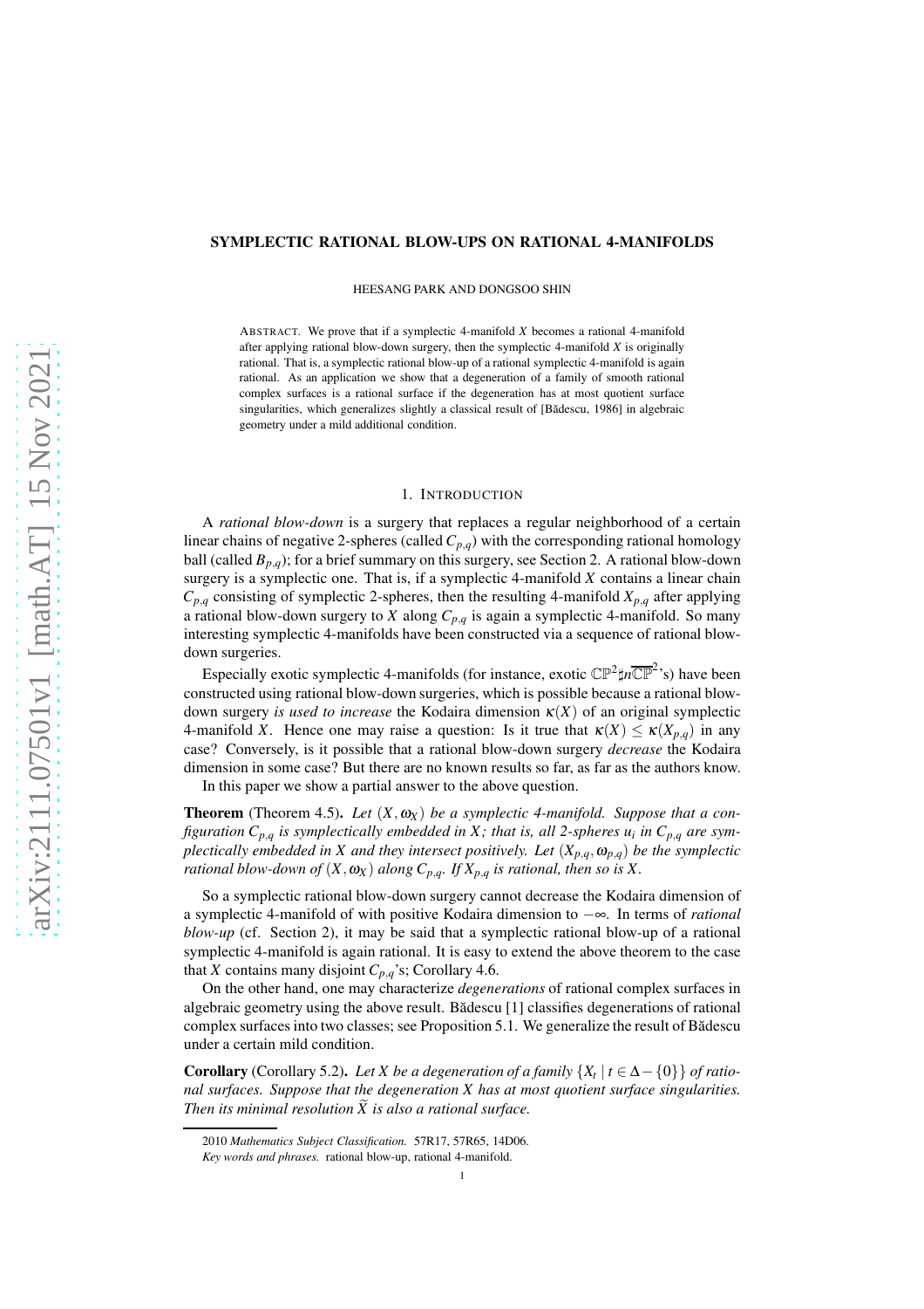# SYMPLECTIC RATIONAL BLOW-UPS ON RATIONAL 4-MANIFOLDS

HEESANG PARK AND DONGSOO SHIN

ABSTRACT. We prove that if a symplectic 4-manifold $X$ becomes a rational 4-manifold after applying rational blow-down surgery, then the symplectic 4-manifold $X$ is originally rational. That is, a symplectic rational blow-up of a rational symplectic 4-manifold is again rational. As an application we show that a degeneration of a family of smooth rational complex surfaces is a rational surface if the degeneration has at most quotient surface singularities, which generalizes slightly a classical result of [Bădescu, 1986] in algebraic geometry under a mild additional condition.

## 1. INTRODUCTION

A *rational blow-down* is a surgery that replaces a regular neighborhood of a certain linear chains of negative 2-spheres (called $C_{p,q}$) with the corresponding rational homology ball (called $B_{p,q}$); for a brief summary on this surgery, see Section 2. A rational blow-down surgery is a symplectic one. That is, if a symplectic 4-manifold $X$ contains a linear chain $C_{p,q}$ consisting of symplectic 2-spheres, then the resulting 4-manifold $X_{p,q}$ after applying a rational blow-down surgery to $X$ along $C_{p,q}$ is again a symplectic 4-manifold. So many interesting symplectic 4-manifolds have been constructed via a sequence of rational blow-down surgeries.

Especially exotic symplectic 4-manifolds (for instance, exotic $\mathbb{CP}^2 \sharp n\overline{\mathbb{CP}}^2$'s) have been constructed using rational blow-down surgeries, which is possible because a rational blow-down surgery *is used to increase* the Kodaira dimension $\kappa(X)$ of an original symplectic 4-manifold $X$. Hence one may raise a question: Is it true that $\kappa(X) \leq \kappa(X_{p,q})$ in any case? Conversely, is it possible that a rational blow-down surgery *decrease* the Kodaira dimension in some case? But there are no known results so far, as far as the authors know.

In this paper we show a partial answer to the above question.

**Theorem** (Theorem 4.5). *Let $(X, \omega_X)$ be a symplectic 4-manifold. Suppose that a configuration $C_{p,q}$ is symplectically embedded in $X$; that is, all 2-spheres $u_i$ in $C_{p,q}$ are symplectically embedded in $X$ and they intersect positively. Let $(X_{p,q}, \omega_{p,q})$ be the symplectic rational blow-down of $(X, \omega_X)$ along $C_{p,q}$. If $X_{p,q}$ is rational, then so is $X$.*

So a symplectic rational blow-down surgery cannot decrease the Kodaira dimension of a symplectic 4-manifold of with positive Kodaira dimension to $-\infty$. In terms of *rational blow-up* (cf. Section 2), it may be said that a symplectic rational blow-up of a rational symplectic 4-manifold is again rational. It is easy to extend the above theorem to the case that $X$ contains many disjoint $C_{p,q}$'s; Corollary 4.6.

On the other hand, one may characterize *degenerations* of rational complex surfaces in algebraic geometry using the above result. Bădescu [1] classifies degenerations of rational complex surfaces into two classes; see Proposition 5.1. We generalize the result of Bădescu under a certain mild condition.

**Corollary** (Corollary 5.2). *Let $X$ be a degeneration of a family $\{X_t \mid t \in \Delta - \{0\}\}$ of rational surfaces. Suppose that the degeneration $X$ has at most quotient surface singularities. Then its minimal resolution $\widetilde{X}$ is also a rational surface.*

---

2010 *Mathematics Subject Classification.* 57R17, 57R65, 14D06.

*Key words and phrases.* rational blow-up, rational 4-manifold.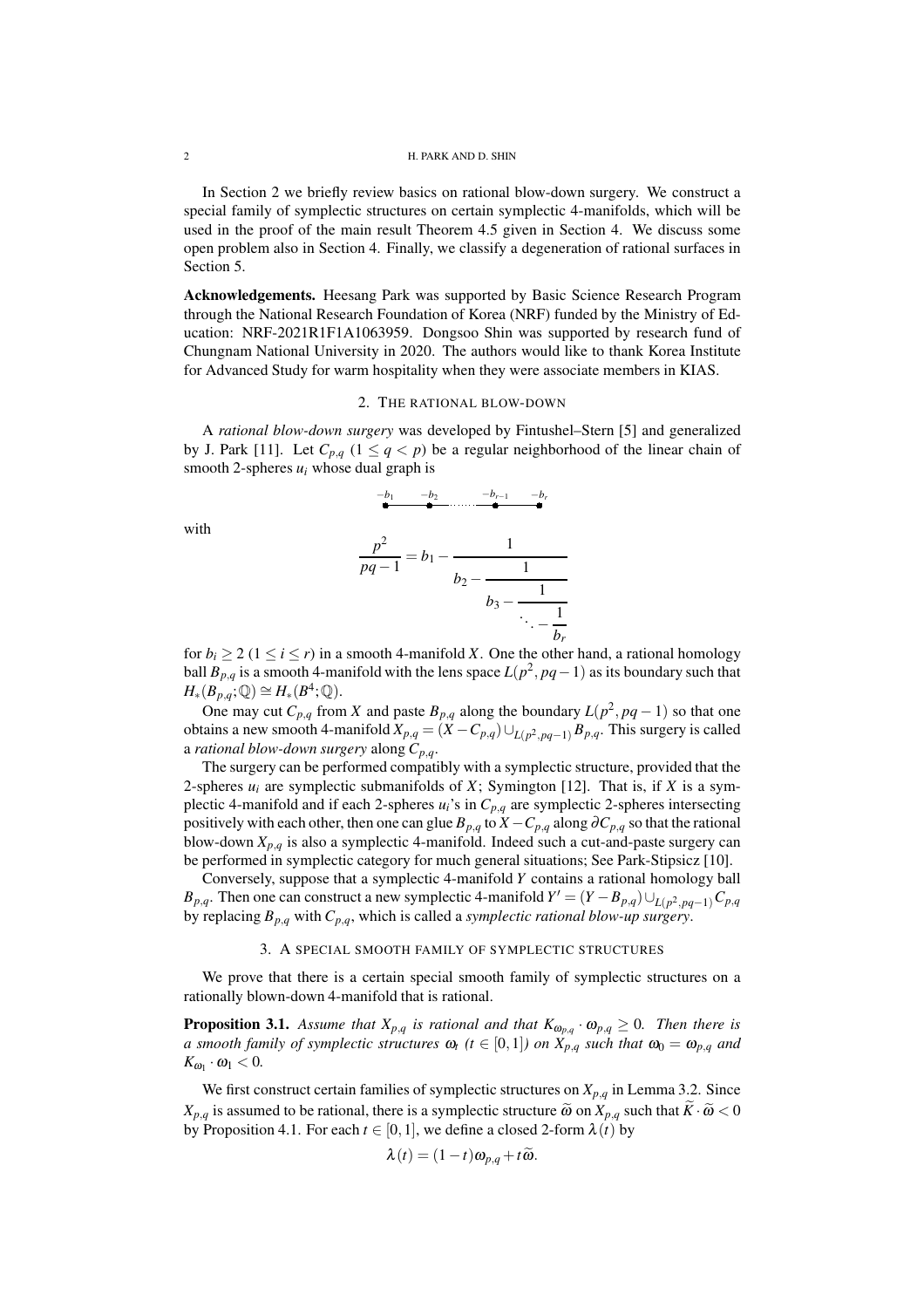In Section 2 we briefly review basics on rational blow-down surgery. We construct a special family of symplectic structures on certain symplectic 4-manifolds, which will be used in the proof of the main result Theorem 4.5 given in Section 4. We discuss some open problem also in Section 4. Finally, we classify a degeneration of rational surfaces in Section 5.

**Acknowledgements.** Heesang Park was supported by Basic Science Research Program through the National Research Foundation of Korea (NRF) funded by the Ministry of Education: NRF-2021R1F1A1063959. Dongsoo Shin was supported by research fund of Chungnam National University in 2020. The authors would like to thank Korea Institute for Advanced Study for warm hospitality when they were associate members in KIAS.

## 2. The rational blow-down

A *rational blow-down surgery* was developed by Fintushel–Stern [5] and generalized by J. Park [11]. Let $C_{p,q}$ $(1 \leq q < p)$ be a regular neighborhood of the linear chain of smooth 2-spheres $u_i$ whose dual graph is

$$\overset{-b_1}{\bullet}\!\!-\!\!\overset{-b_2}{\bullet}\cdots\cdots\overset{-b_{r-1}}{\bullet}\!\!-\!\!\overset{-b_r}{\bullet}$$

with

$$\frac{p^2}{pq-1} = b_1 - \cfrac{1}{b_2 - \cfrac{1}{b_3 - \cfrac{1}{\ddots - \cfrac{1}{b_r}}}}$$

for $b_i \geq 2$ $(1 \leq i \leq r)$ in a smooth 4-manifold $X$. One the other hand, a rational homology ball $B_{p,q}$ is a smooth 4-manifold with the lens space $L(p^2, pq-1)$ as its boundary such that $H_*(B_{p,q}; \mathbb{Q}) \cong H_*(B^4; \mathbb{Q})$.

One may cut $C_{p,q}$ from $X$ and paste $B_{p,q}$ along the boundary $L(p^2, pq-1)$ so that one obtains a new smooth 4-manifold $X_{p,q} = (X - C_{p,q}) \cup_{L(p^2,pq-1)} B_{p,q}$. This surgery is called a *rational blow-down surgery* along $C_{p,q}$.

The surgery can be performed compatibly with a symplectic structure, provided that the 2-spheres $u_i$ are symplectic submanifolds of $X$; Symington [12]. That is, if $X$ is a symplectic 4-manifold and if each 2-spheres $u_i$'s in $C_{p,q}$ are symplectic 2-spheres intersecting positively with each other, then one can glue $B_{p,q}$ to $X - C_{p,q}$ along $\partial C_{p,q}$ so that the rational blow-down $X_{p,q}$ is also a symplectic 4-manifold. Indeed such a cut-and-paste surgery can be performed in symplectic category for much general situations; See Park-Stipsicz [10].

Conversely, suppose that a symplectic 4-manifold $Y$ contains a rational homology ball $B_{p,q}$. Then one can construct a new symplectic 4-manifold $Y' = (Y - B_{p,q}) \cup_{L(p^2,pq-1)} C_{p,q}$ by replacing $B_{p,q}$ with $C_{p,q}$, which is called a *symplectic rational blow-up surgery*.

## 3. A special smooth family of symplectic structures

We prove that there is a certain special smooth family of symplectic structures on a rationally blown-down 4-manifold that is rational.

**Proposition 3.1.** *Assume that $X_{p,q}$ is rational and that $K_{\omega_{p,q}} \cdot \omega_{p,q} \geq 0$. Then there is a smooth family of symplectic structures $\omega_t$ ($t \in [0,1]$) on $X_{p,q}$ such that $\omega_0 = \omega_{p,q}$ and $K_{\omega_1} \cdot \omega_1 < 0$.*

We first construct certain families of symplectic structures on $X_{p,q}$ in Lemma 3.2. Since $X_{p,q}$ is assumed to be rational, there is a symplectic structure $\widetilde{\omega}$ on $X_{p,q}$ such that $\widetilde{K} \cdot \widetilde{\omega} < 0$ by Proposition 4.1. For each $t \in [0,1]$, we define a closed 2-form $\lambda(t)$ by

$$\lambda(t) = (1-t)\omega_{p,q} + t\widetilde{\omega}.$$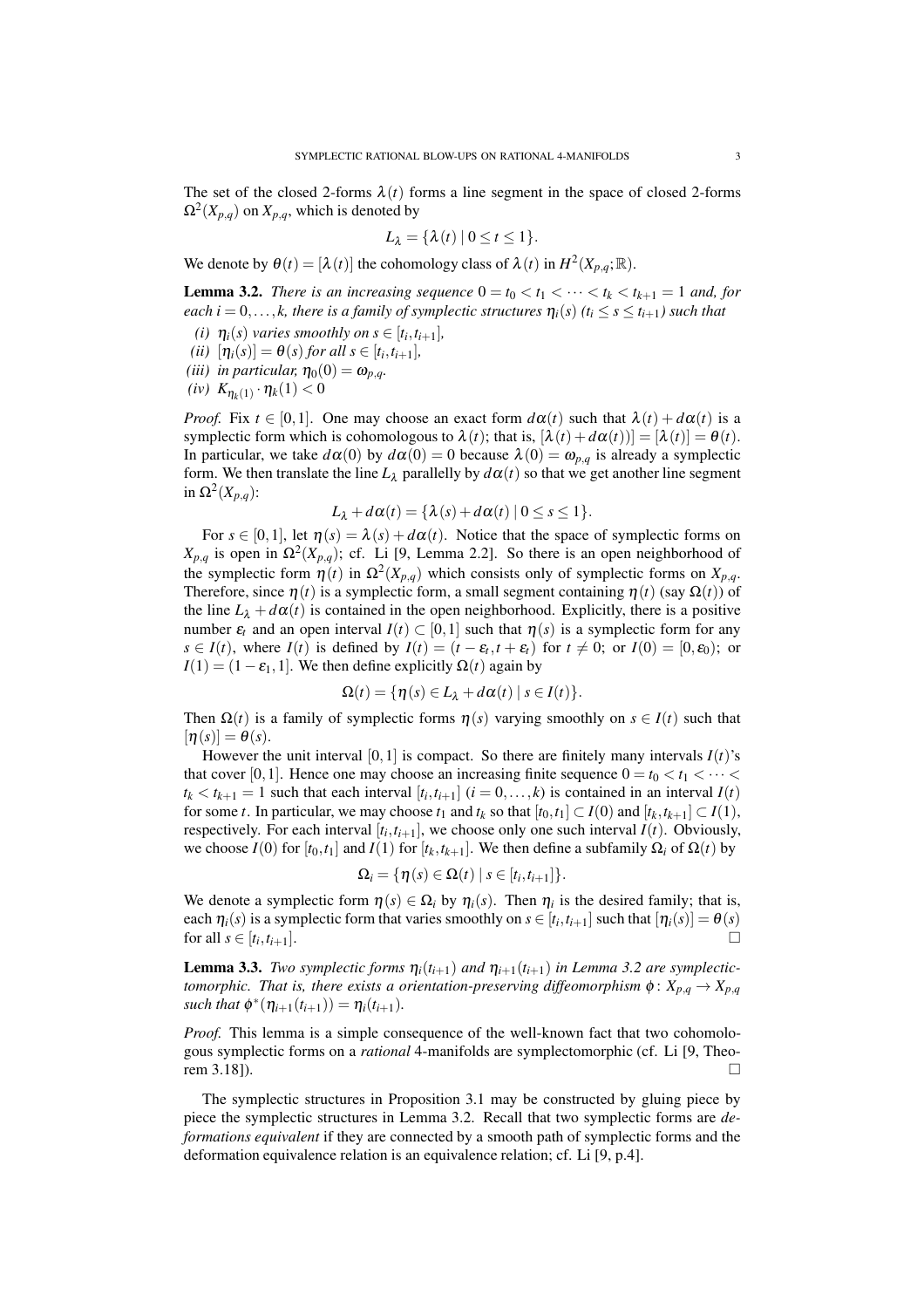The set of the closed 2-forms $\lambda(t)$ forms a line segment in the space of closed 2-forms $\Omega^2(X_{p,q})$ on $X_{p,q}$, which is denoted by

$$L_\lambda = \{\lambda(t) \mid 0 \leq t \leq 1\}.$$

We denote by $\theta(t) = [\lambda(t)]$ the cohomology class of $\lambda(t)$ in $H^2(X_{p,q};\mathbb{R})$.

**Lemma 3.2.** *There is an increasing sequence $0 = t_0 < t_1 < \cdots < t_k < t_{k+1} = 1$ and, for each $i = 0, \ldots, k$, there is a family of symplectic structures $\eta_i(s)$ ($t_i \leq s \leq t_{i+1}$) such that*

*(i) $\eta_i(s)$ varies smoothly on $s \in [t_i, t_{i+1}]$,*
*(ii) $[\eta_i(s)] = \theta(s)$ for all $s \in [t_i, t_{i+1}]$,*
*(iii) in particular, $\eta_0(0) = \omega_{p,q}$.*
*(iv) $K_{\eta_k(1)} \cdot \eta_k(1) < 0$*

*Proof.* Fix $t \in [0,1]$. One may choose an exact form $d\alpha(t)$ such that $\lambda(t) + d\alpha(t)$ is a symplectic form which is cohomologous to $\lambda(t)$; that is, $[\lambda(t) + d\alpha(t))] = [\lambda(t)] = \theta(t)$. In particular, we take $d\alpha(0)$ by $d\alpha(0) = 0$ because $\lambda(0) = \omega_{p,q}$ is already a symplectic form. We then translate the line $L_\lambda$ parallelly by $d\alpha(t)$ so that we get another line segment in $\Omega^2(X_{p,q})$:

$$L_\lambda + d\alpha(t) = \{\lambda(s) + d\alpha(t) \mid 0 \leq s \leq 1\}.$$

For $s \in [0,1]$, let $\eta(s) = \lambda(s) + d\alpha(t)$. Notice that the space of symplectic forms on $X_{p,q}$ is open in $\Omega^2(X_{p,q})$; cf. Li [9, Lemma 2.2]. So there is an open neighborhood of the symplectic form $\eta(t)$ in $\Omega^2(X_{p,q})$ which consists only of symplectic forms on $X_{p,q}$. Therefore, since $\eta(t)$ is a symplectic form, a small segment containing $\eta(t)$ (say $\Omega(t)$) of the line $L_\lambda + d\alpha(t)$ is contained in the open neighborhood. Explicitly, there is a positive number $\varepsilon_t$ and an open interval $I(t) \subset [0,1]$ such that $\eta(s)$ is a symplectic form for any $s \in I(t)$, where $I(t)$ is defined by $I(t) = (t - \varepsilon_t, t + \varepsilon_t)$ for $t \neq 0$; or $I(0) = [0, \varepsilon_0)$; or $I(1) = (1 - \varepsilon_1, 1]$. We then define explicitly $\Omega(t)$ again by

$$\Omega(t) = \{\eta(s) \in L_\lambda + d\alpha(t) \mid s \in I(t)\}.$$

Then $\Omega(t)$ is a family of symplectic forms $\eta(s)$ varying smoothly on $s \in I(t)$ such that $[\eta(s)] = \theta(s)$.

However the unit interval $[0,1]$ is compact. So there are finitely many intervals $I(t)$'s that cover $[0,1]$. Hence one may choose an increasing finite sequence $0 = t_0 < t_1 < \cdots < t_k < t_{k+1} = 1$ such that each interval $[t_i, t_{i+1}]$ ($i = 0, \ldots, k$) is contained in an interval $I(t)$ for some $t$. In particular, we may choose $t_1$ and $t_k$ so that $[t_0, t_1] \subset I(0)$ and $[t_k, t_{k+1}] \subset I(1)$, respectively. For each interval $[t_i, t_{i+1}]$, we choose only one such interval $I(t)$. Obviously, we choose $I(0)$ for $[t_0, t_1]$ and $I(1)$ for $[t_k, t_{k+1}]$. We then define a subfamily $\Omega_i$ of $\Omega(t)$ by

$$\Omega_i = \{\eta(s) \in \Omega(t) \mid s \in [t_i, t_{i+1}]\}.$$

We denote a symplectic form $\eta(s) \in \Omega_i$ by $\eta_i(s)$. Then $\eta_i$ is the desired family; that is, each $\eta_i(s)$ is a symplectic form that varies smoothly on $s \in [t_i, t_{i+1}]$ such that $[\eta_i(s)] = \theta(s)$ for all $s \in [t_i, t_{i+1}]$. □

**Lemma 3.3.** *Two symplectic forms $\eta_i(t_{i+1})$ and $\eta_{i+1}(t_{i+1})$ in Lemma 3.2 are symplectictomorphic. That is, there exists a orientation-preserving diffeomorphism $\phi \colon X_{p,q} \to X_{p,q}$ such that $\phi^*(\eta_{i+1}(t_{i+1})) = \eta_i(t_{i+1})$.*

*Proof.* This lemma is a simple consequence of the well-known fact that two cohomologous symplectic forms on a *rational* 4-manifolds are symplectomorphic (cf. Li [9, Theorem 3.18]). □

The symplectic structures in Proposition 3.1 may be constructed by gluing piece by piece the symplectic structures in Lemma 3.2. Recall that two symplectic forms are *deformations equivalent* if they are connected by a smooth path of symplectic forms and the deformation equivalence relation is an equivalence relation; cf. Li [9, p.4].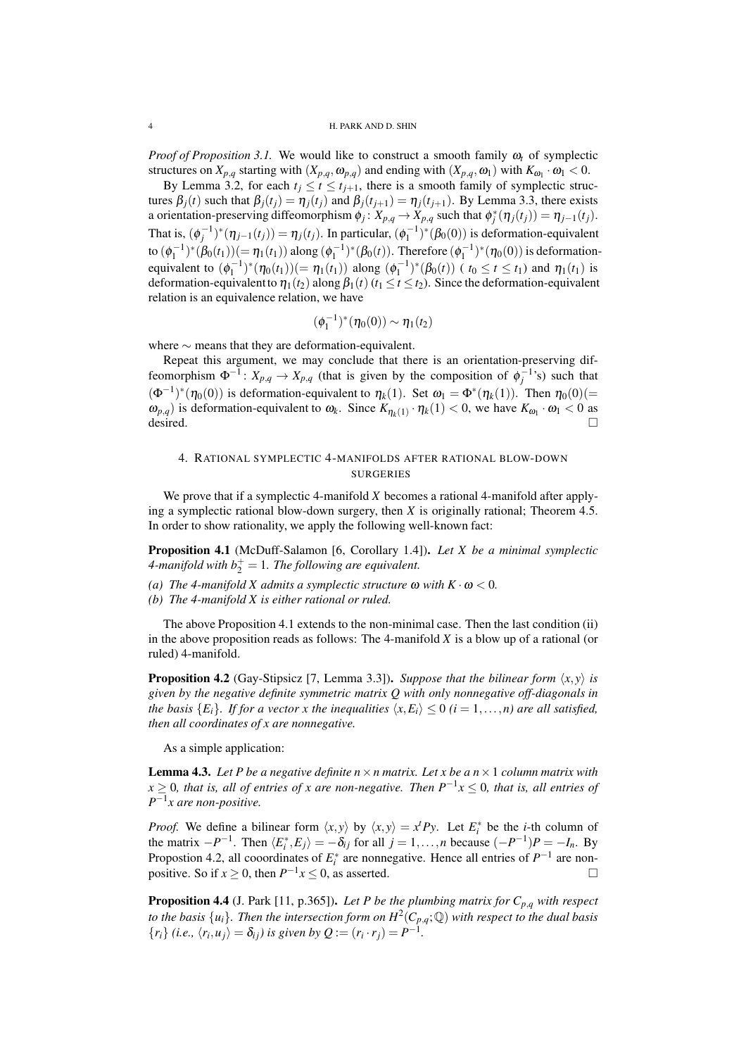*Proof of Proposition 3.1.* We would like to construct a smooth family $\omega_t$ of symplectic structures on $X_{p,q}$ starting with $(X_{p,q}, \omega_{p,q})$ and ending with $(X_{p,q}, \omega_1)$ with $K_{\omega_1} \cdot \omega_1 < 0$.

By Lemma 3.2, for each $t_j \leq t \leq t_{j+1}$, there is a smooth family of symplectic structures $\beta_j(t)$ such that $\beta_j(t_j) = \eta_j(t_j)$ and $\beta_j(t_{j+1}) = \eta_j(t_{j+1})$. By Lemma 3.3, there exists a orientation-preserving diffeomorphism $\phi_j \colon X_{p,q} \to X_{p,q}$ such that $\phi_j^*(\eta_j(t_j)) = \eta_{j-1}(t_j)$. That is, $(\phi_j^{-1})^*(\eta_{j-1}(t_j)) = \eta_j(t_j)$. In particular, $(\phi_1^{-1})^*(\beta_0(0))$ is deformation-equivalent to $(\phi_1^{-1})^*(\beta_0(t_1))(= \eta_1(t_1))$ along $(\phi_1^{-1})^*(\beta_0(t))$. Therefore $(\phi_1^{-1})^*(\eta_0(0))$ is deformation-equivalent to $(\phi_1^{-1})^*(\eta_0(t_1))(= \eta_1(t_1))$ along $(\phi_1^{-1})^*(\beta_0(t))$ ( $t_0 \leq t \leq t_1$) and $\eta_1(t_1)$ is deformation-equivalent to $\eta_1(t_2)$ along $\beta_1(t)$ ($t_1 \leq t \leq t_2$). Since the deformation-equivalent relation is an equivalence relation, we have

$$(\phi_1^{-1})^*(\eta_0(0)) \sim \eta_1(t_2)$$

where $\sim$ means that they are deformation-equivalent.

Repeat this argument, we may conclude that there is an orientation-preserving diffeomorphism $\Phi^{-1} \colon X_{p,q} \to X_{p,q}$ (that is given by the composition of $\phi_j^{-1}$'s) such that $(\Phi^{-1})^*(\eta_0(0))$ is deformation-equivalent to $\eta_k(1)$. Set $\omega_1 = \Phi^*(\eta_k(1))$. Then $\eta_0(0)(= \omega_{p,q})$ is deformation-equivalent to $\omega_k$. Since $K_{\eta_k(1)} \cdot \eta_k(1) < 0$, we have $K_{\omega_1} \cdot \omega_1 < 0$ as desired. □

## 4. Rational symplectic 4-manifolds after rational blow-down surgeries

We prove that if a symplectic 4-manifold $X$ becomes a rational 4-manifold after applying a symplectic rational blow-down surgery, then $X$ is originally rational; Theorem 4.5. In order to show rationality, we apply the following well-known fact:

**Proposition 4.1** (McDuff-Salamon [6, Corollary 1.4])**.** *Let $X$ be a minimal symplectic 4-manifold with $b_2^+ = 1$. The following are equivalent.*

*(a) The 4-manifold $X$ admits a symplectic structure $\omega$ with $K \cdot \omega < 0$.*
*(b) The 4-manifold $X$ is either rational or ruled.*

The above Proposition 4.1 extends to the non-minimal case. Then the last condition (ii) in the above proposition reads as follows: The 4-manifold $X$ is a blow up of a rational (or ruled) 4-manifold.

**Proposition 4.2** (Gay-Stipsicz [7, Lemma 3.3])**.** *Suppose that the bilinear form $\langle x, y \rangle$ is given by the negative definite symmetric matrix $Q$ with only nonnegative off-diagonals in the basis $\{E_i\}$. If for a vector $x$ the inequalities $\langle x, E_i \rangle \leq 0$ ($i = 1, \ldots, n$) are all satisfied, then all coordinates of $x$ are nonnegative.*

As a simple application:

**Lemma 4.3.** *Let $P$ be a negative definite $n \times n$ matrix. Let $x$ be a $n \times 1$ column matrix with $x \geq 0$, that is, all of entries of $x$ are non-negative. Then $P^{-1}x \leq 0$, that is, all entries of $P^{-1}x$ are non-positive.*

*Proof.* We define a bilinear form $\langle x, y \rangle$ by $\langle x, y \rangle = x^t P y$. Let $E_i^*$ be the $i$-th column of the matrix $-P^{-1}$. Then $\langle E_i^*, E_j \rangle = -\delta_{ij}$ for all $j = 1, \ldots, n$ because $(-P^{-1})P = -I_n$. By Propostion 4.2, all cooordinates of $E_i^*$ are nonnegative. Hence all entries of $P^{-1}$ are non-positive. So if $x \geq 0$, then $P^{-1}x \leq 0$, as asserted. □

**Proposition 4.4** (J. Park [11, p.365])**.** *Let $P$ be the plumbing matrix for $C_{p,q}$ with respect to the basis $\{u_i\}$. Then the intersection form on $H^2(C_{p,q}; \mathbb{Q})$ with respect to the dual basis $\{r_i\}$ (i.e., $\langle r_i, u_j \rangle = \delta_{ij}$) is given by $Q := (r_i \cdot r_j) = P^{-1}$.*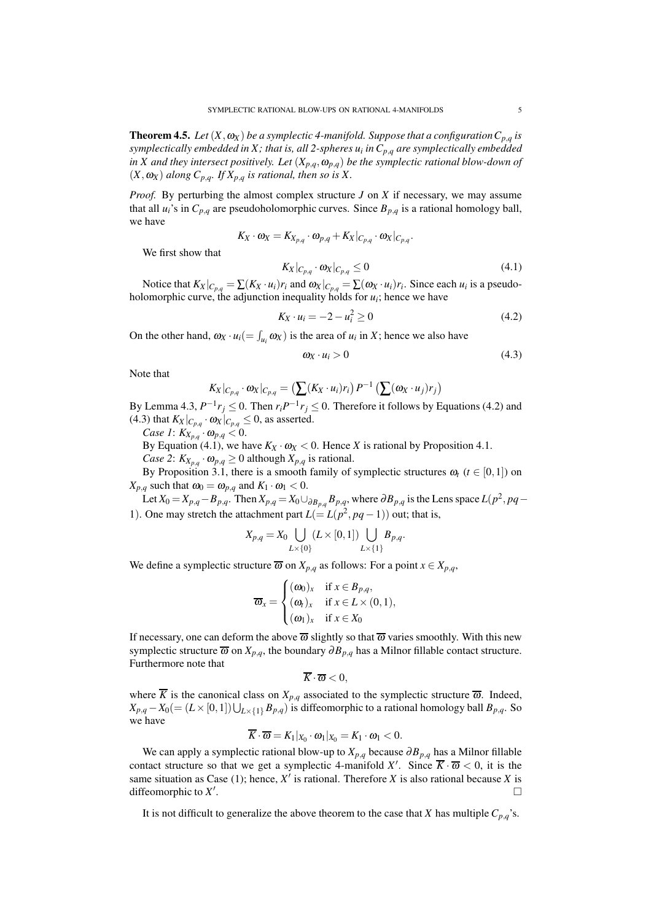**Theorem 4.5.** *Let $(X, \omega_X)$ be a symplectic 4-manifold. Suppose that a configuration $C_{p,q}$ is symplectically embedded in $X$; that is, all 2-spheres $u_i$ in $C_{p,q}$ are symplectically embedded in $X$ and they intersect positively. Let $(X_{p,q}, \omega_{p,q})$ be the symplectic rational blow-down of $(X, \omega_X)$ along $C_{p,q}$. If $X_{p,q}$ is rational, then so is $X$.*

*Proof.* By perturbing the almost complex structure $J$ on $X$ if necessary, we may assume that all $u_i$'s in $C_{p,q}$ are pseudoholomorphic curves. Since $B_{p,q}$ is a rational homology ball, we have

$$K_X \cdot \omega_X = K_{X_{p,q}} \cdot \omega_{p,q} + K_X|_{C_{p,q}} \cdot \omega_X|_{C_{p,q}}.$$

We first show that

$$K_X|_{C_{p,q}} \cdot \omega_X|_{C_{p,q}} \leq 0 \tag{4.1}$$

Notice that $K_X|_{C_{p,q}} = \sum (K_X \cdot u_i) r_i$ and $\omega_X|_{C_{p,q}} = \sum (\omega_X \cdot u_i) r_i$. Since each $u_i$ is a pseudoholomorphic curve, the adjunction inequality holds for $u_i$; hence we have

$$K_X \cdot u_i = -2 - u_i^2 \geq 0 \tag{4.2}$$

On the other hand, $\omega_X \cdot u_i (= \int_{u_i} \omega_X)$ is the area of $u_i$ in $X$; hence we also have

$$\omega_X \cdot u_i > 0 \tag{4.3}$$

Note that

$$K_X|_{C_{p,q}} \cdot \omega_X|_{C_{p,q}} = \left(\sum (K_X \cdot u_i) r_i\right) P^{-1} \left(\sum (\omega_X \cdot u_j) r_j\right)$$

By Lemma 4.3, $P^{-1} r_j \leq 0$. Then $r_i P^{-1} r_j \leq 0$. Therefore it follows by Equations (4.2) and (4.3) that $K_X|_{C_{p,q}} \cdot \omega_X|_{C_{p,q}} \leq 0$, as asserted.

*Case 1*: $K_{X_{p,q}} \cdot \omega_{p,q} < 0$.

By Equation (4.1), we have $K_X \cdot \omega_X < 0$. Hence $X$ is rational by Proposition 4.1.

*Case 2*: $K_{X_{p,q}} \cdot \omega_{p,q} \geq 0$ although $X_{p,q}$ is rational.

By Proposition 3.1, there is a smooth family of symplectic structures $\omega_t$ ($t \in [0,1]$) on $X_{p,q}$ such that $\omega_0 = \omega_{p,q}$ and $K_1 \cdot \omega_1 < 0$.

Let $X_0 = X_{p,q} - B_{p,q}$. Then $X_{p,q} = X_0 \cup_{\partial B_{p,q}} B_{p,q}$, where $\partial B_{p,q}$ is the Lens space $L(p^2, pq-1)$. One may stretch the attachment part $L(= L(p^2, pq-1))$ out; that is,

$$X_{p,q} = X_0 \bigcup_{L \times \{0\}} (L \times [0,1]) \bigcup_{L \times \{1\}} B_{p,q}.$$

We define a symplectic structure $\overline{\omega}$ on $X_{p,q}$ as follows: For a point $x \in X_{p,q}$,

$$\overline{\omega}_x = \begin{cases} (\omega_0)_x & \text{if } x \in B_{p,q}, \\ (\omega_t)_x & \text{if } x \in L \times (0,1), \\ (\omega_1)_x & \text{if } x \in X_0 \end{cases}$$

If necessary, one can deform the above $\overline{\omega}$ slightly so that $\overline{\omega}$ varies smoothly. With this new symplectic structure $\overline{\omega}$ on $X_{p,q}$, the boundary $\partial B_{p,q}$ has a Milnor fillable contact structure. Furthermore note that

$$\overline{K} \cdot \overline{\omega} < 0,$$

where $\overline{K}$ is the canonical class on $X_{p,q}$ associated to the symplectic structure $\overline{\omega}$. Indeed, $X_{p,q} - X_0 (= (L \times [0,1]) \bigcup_{L \times \{1\}} B_{p,q})$ is diffeomorphic to a rational homology ball $B_{p,q}$. So we have

$$\overline{K} \cdot \overline{\omega} = K_1|_{X_0} \cdot \omega_1|_{X_0} = K_1 \cdot \omega_1 < 0.$$

We can apply a symplectic rational blow-up to $X_{p,q}$ because $\partial B_{p,q}$ has a Milnor fillable contact structure so that we get a symplectic 4-manifold $X'$. Since $\overline{K} \cdot \overline{\omega} < 0$, it is the same situation as Case (1); hence, $X'$ is rational. Therefore $X$ is also rational because $X$ is diffeomorphic to $X'$. □

It is not difficult to generalize the above theorem to the case that $X$ has multiple $C_{p,q}$'s.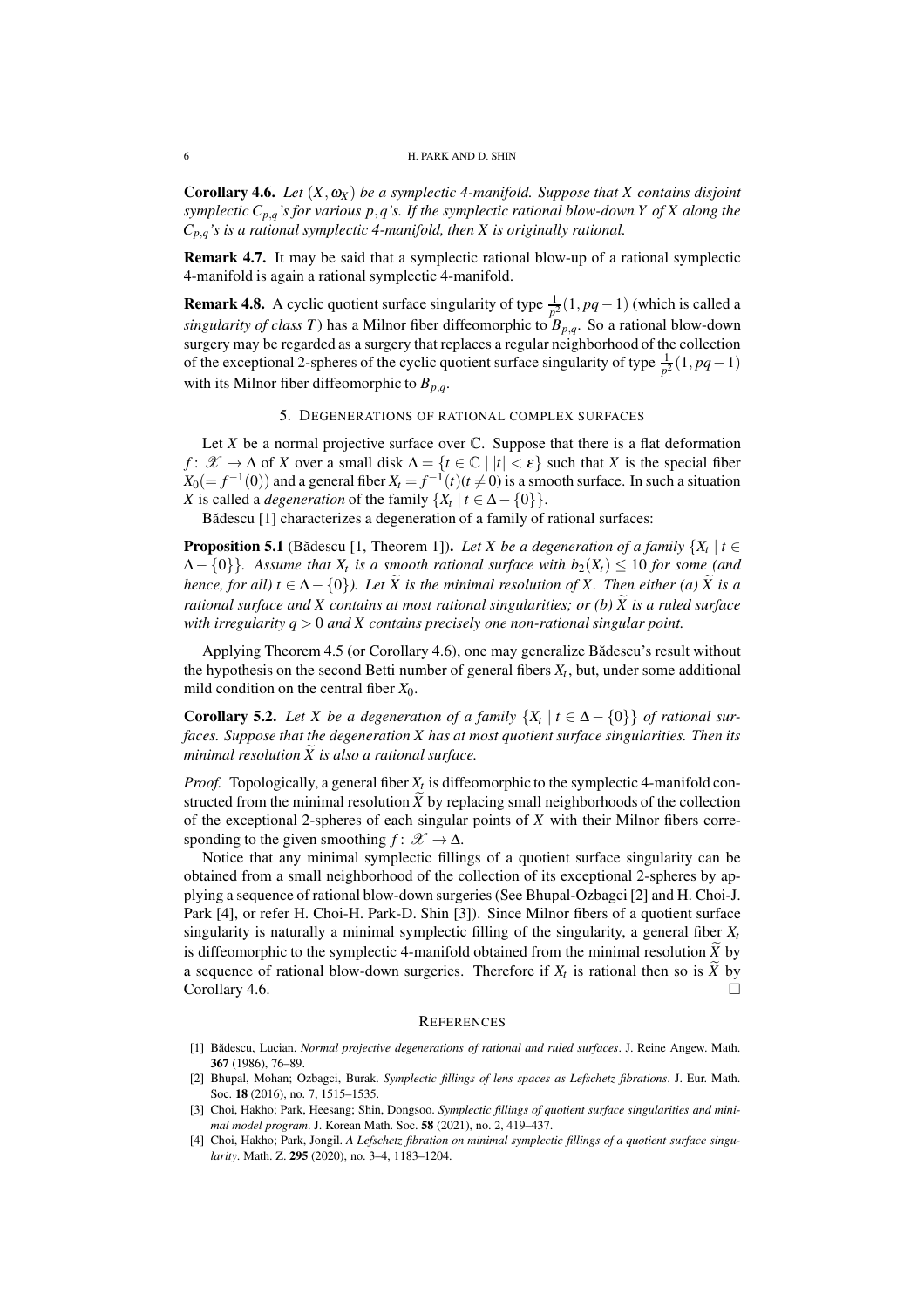**Corollary 4.6.** *Let $(X, \omega_X)$ be a symplectic 4-manifold. Suppose that $X$ contains disjoint symplectic $C_{p,q}$'s for various $p,q$'s. If the symplectic rational blow-down $Y$ of $X$ along the $C_{p,q}$'s is a rational symplectic 4-manifold, then $X$ is originally rational.*

**Remark 4.7.** It may be said that a symplectic rational blow-up of a rational symplectic 4-manifold is again a rational symplectic 4-manifold.

**Remark 4.8.** A cyclic quotient surface singularity of type $\frac{1}{p^2}(1, pq-1)$ (which is called a *singularity of class T*) has a Milnor fiber diffeomorphic to $B_{p,q}$. So a rational blow-down surgery may be regarded as a surgery that replaces a regular neighborhood of the collection of the exceptional 2-spheres of the cyclic quotient surface singularity of type $\frac{1}{p^2}(1, pq-1)$ with its Milnor fiber diffeomorphic to $B_{p,q}$.

## 5. Degenerations of rational complex surfaces

Let $X$ be a normal projective surface over $\mathbb{C}$. Suppose that there is a flat deformation $f \colon \mathscr{X} \to \Delta$ of $X$ over a small disk $\Delta = \{t \in \mathbb{C} \mid |t| < \varepsilon\}$ such that $X$ is the special fiber $X_0 (= f^{-1}(0))$ and a general fiber $X_t = f^{-1}(t) (t \neq 0)$ is a smooth surface. In such a situation $X$ is called a *degeneration* of the family $\{X_t \mid t \in \Delta - \{0\}\}$.

Bădescu [1] characterizes a degeneration of a family of rational surfaces:

**Proposition 5.1** (Bădescu [1, Theorem 1])**.** *Let $X$ be a degeneration of a family $\{X_t \mid t \in \Delta - \{0\}\}$. Assume that $X_t$ is a smooth rational surface with $b_2(X_t) \leq 10$ for some (and hence, for all) $t \in \Delta - \{0\}$). Let $\widetilde{X}$ is the minimal resolution of $X$. Then either (a) $\widetilde{X}$ is a rational surface and $X$ contains at most rational singularities; or (b) $\widetilde{X}$ is a ruled surface with irregularity $q > 0$ and $X$ contains precisely one non-rational singular point.*

Applying Theorem 4.5 (or Corollary 4.6), one may generalize Bădescu's result without the hypothesis on the second Betti number of general fibers $X_t$, but, under some additional mild condition on the central fiber $X_0$.

**Corollary 5.2.** *Let $X$ be a degeneration of a family $\{X_t \mid t \in \Delta - \{0\}\}$ of rational surfaces. Suppose that the degeneration $X$ has at most quotient surface singularities. Then its minimal resolution $\widetilde{X}$ is also a rational surface.*

*Proof.* Topologically, a general fiber $X_t$ is diffeomorphic to the symplectic 4-manifold constructed from the minimal resolution $\widetilde{X}$ by replacing small neighborhoods of the collection of the exceptional 2-spheres of each singular points of $X$ with their Milnor fibers corresponding to the given smoothing $f \colon \mathscr{X} \to \Delta$.

Notice that any minimal symplectic fillings of a quotient surface singularity can be obtained from a small neighborhood of the collection of its exceptional 2-spheres by applying a sequence of rational blow-down surgeries (See Bhupal-Ozbagci [2] and H. Choi-J. Park [4], or refer H. Choi-H. Park-D. Shin [3]). Since Milnor fibers of a quotient surface singularity is naturally a minimal symplectic filling of the singularity, a general fiber $X_t$ is diffeomorphic to the symplectic 4-manifold obtained from the minimal resolution $\widetilde{X}$ by a sequence of rational blow-down surgeries. Therefore if $X_t$ is rational then so is $\widetilde{X}$ by Corollary 4.6. □

## References

[1] Bădescu, Lucian. *Normal projective degenerations of rational and ruled surfaces*. J. Reine Angew. Math. **367** (1986), 76–89.

[2] Bhupal, Mohan; Ozbagci, Burak. *Symplectic fillings of lens spaces as Lefschetz fibrations*. J. Eur. Math. Soc. **18** (2016), no. 7, 1515–1535.

[3] Choi, Hakho; Park, Heesang; Shin, Dongsoo. *Symplectic fillings of quotient surface singularities and minimal model program*. J. Korean Math. Soc. **58** (2021), no. 2, 419–437.

[4] Choi, Hakho; Park, Jongil. *A Lefschetz fibration on minimal symplectic fillings of a quotient surface singularity*. Math. Z. **295** (2020), no. 3–4, 1183–1204.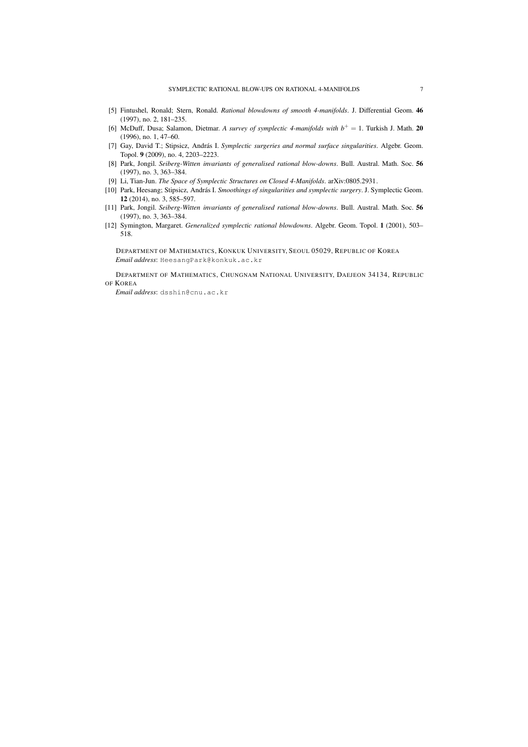[5] Fintushel, Ronald; Stern, Ronald. *Rational blowdowns of smooth 4-manifolds*. J. Differential Geom. **46** (1997), no. 2, 181–235.

[6] McDuff, Dusa; Salamon, Dietmar. *A survey of symplectic 4-manifolds with $b^+ = 1$*. Turkish J. Math. **20** (1996), no. 1, 47–60.

[7] Gay, David T.; Stipsicz, András I. *Symplectic surgeries and normal surface singularities*. Algebr. Geom. Topol. **9** (2009), no. 4, 2203–2223.

[8] Park, Jongil. *Seiberg-Witten invariants of generalised rational blow-downs*. Bull. Austral. Math. Soc. **56** (1997), no. 3, 363–384.

[9] Li, Tian-Jun. *The Space of Symplectic Structures on Closed 4-Manifolds*. arXiv:0805.2931.

[10] Park, Heesang; Stipsicz, András I. *Smoothings of singularities and symplectic surgery*. J. Symplectic Geom. **12** (2014), no. 3, 585–597.

[11] Park, Jongil. *Seiberg-Witten invariants of generalised rational blow-downs*. Bull. Austral. Math. Soc. **56** (1997), no. 3, 363–384.

[12] Symington, Margaret. *Generalized symplectic rational blowdowns*. Algebr. Geom. Topol. **1** (2001), 503–518.

DEPARTMENT OF MATHEMATICS, KONKUK UNIVERSITY, SEOUL 05029, REPUBLIC OF KOREA
*Email address*: HeesangPark@konkuk.ac.kr

DEPARTMENT OF MATHEMATICS, CHUNGNAM NATIONAL UNIVERSITY, DAEJEON 34134, REPUBLIC OF KOREA
*Email address*: dsshin@cnu.ac.kr